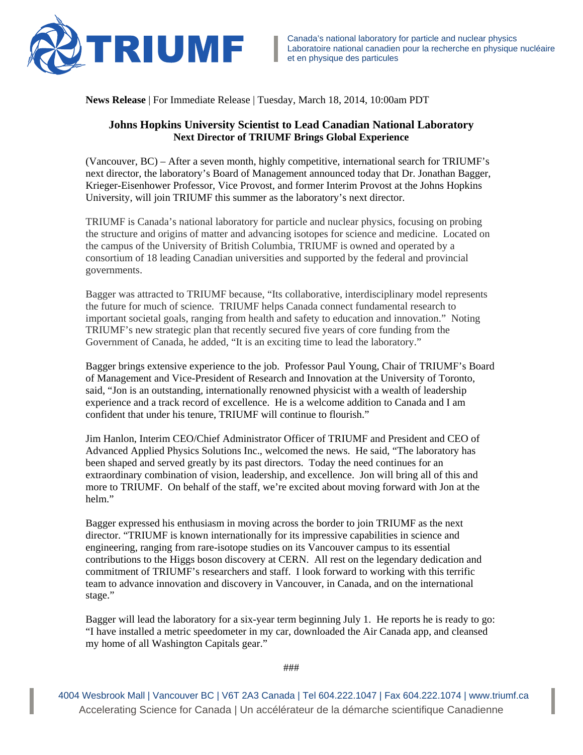**TRIUMF**

Canada's national laboratory for particle and nuclear physics
Laboratoire national canadien pour la recherche en physique nucléaire et en physique des particules

**News Release** | For Immediate Release | Tuesday, March 18, 2014, 10:00am PDT

# Johns Hopkins University Scientist to Lead Canadian National Laboratory

## Next Director of TRIUMF Brings Global Experience

(Vancouver, BC) – After a seven month, highly competitive, international search for TRIUMF's next director, the laboratory's Board of Management announced today that Dr. Jonathan Bagger, Krieger-Eisenhower Professor, Vice Provost, and former Interim Provost at the Johns Hopkins University, will join TRIUMF this summer as the laboratory's next director.

TRIUMF is Canada's national laboratory for particle and nuclear physics, focusing on probing the structure and origins of matter and advancing isotopes for science and medicine. Located on the campus of the University of British Columbia, TRIUMF is owned and operated by a consortium of 18 leading Canadian universities and supported by the federal and provincial governments.

Bagger was attracted to TRIUMF because, "Its collaborative, interdisciplinary model represents the future for much of science. TRIUMF helps Canada connect fundamental research to important societal goals, ranging from health and safety to education and innovation." Noting TRIUMF's new strategic plan that recently secured five years of core funding from the Government of Canada, he added, "It is an exciting time to lead the laboratory."

Bagger brings extensive experience to the job. Professor Paul Young, Chair of TRIUMF's Board of Management and Vice-President of Research and Innovation at the University of Toronto, said, "Jon is an outstanding, internationally renowned physicist with a wealth of leadership experience and a track record of excellence. He is a welcome addition to Canada and I am confident that under his tenure, TRIUMF will continue to flourish."

Jim Hanlon, Interim CEO/Chief Administrator Officer of TRIUMF and President and CEO of Advanced Applied Physics Solutions Inc., welcomed the news. He said, "The laboratory has been shaped and served greatly by its past directors. Today the need continues for an extraordinary combination of vision, leadership, and excellence. Jon will bring all of this and more to TRIUMF. On behalf of the staff, we're excited about moving forward with Jon at the helm."

Bagger expressed his enthusiasm in moving across the border to join TRIUMF as the next director. "TRIUMF is known internationally for its impressive capabilities in science and engineering, ranging from rare-isotope studies on its Vancouver campus to its essential contributions to the Higgs boson discovery at CERN. All rest on the legendary dedication and commitment of TRIUMF's researchers and staff. I look forward to working with this terrific team to advance innovation and discovery in Vancouver, in Canada, and on the international stage."

Bagger will lead the laboratory for a six-year term beginning July 1. He reports he is ready to go: "I have installed a metric speedometer in my car, downloaded the Air Canada app, and cleansed my home of all Washington Capitals gear."

###

4004 Wesbrook Mall | Vancouver BC | V6T 2A3 Canada | Tel 604.222.1047 | Fax 604.222.1074 | www.triumf.ca
Accelerating Science for Canada | Un accélérateur de la démarche scientifique Canadienne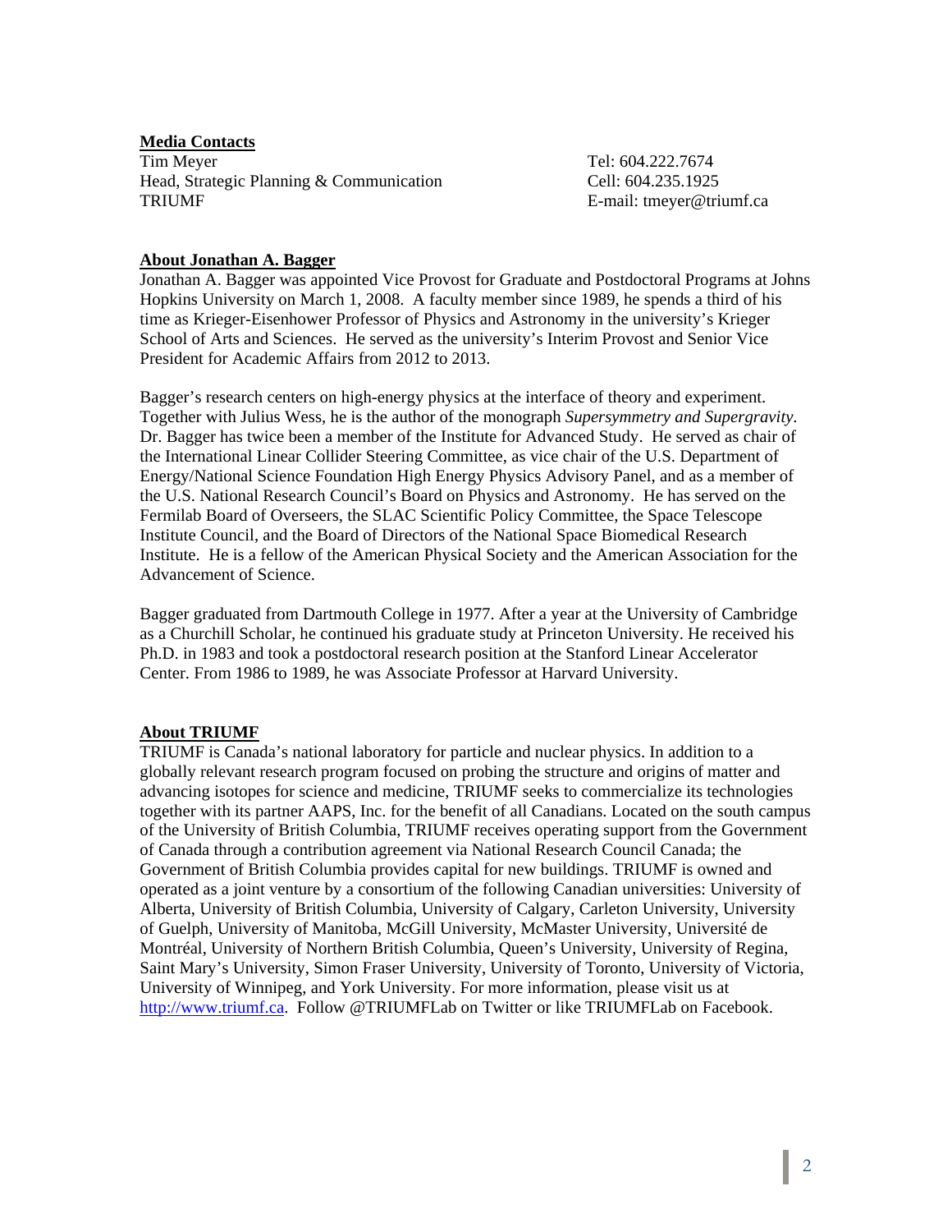**Media Contacts**

Tim Meyer
Head, Strategic Planning & Communication
TRIUMF

Tel: 604.222.7674
Cell: 604.235.1925
E-mail: tmeyer@triumf.ca

**About Jonathan A. Bagger**

Jonathan A. Bagger was appointed Vice Provost for Graduate and Postdoctoral Programs at Johns Hopkins University on March 1, 2008. A faculty member since 1989, he spends a third of his time as Krieger-Eisenhower Professor of Physics and Astronomy in the university's Krieger School of Arts and Sciences. He served as the university's Interim Provost and Senior Vice President for Academic Affairs from 2012 to 2013.

Bagger's research centers on high-energy physics at the interface of theory and experiment. Together with Julius Wess, he is the author of the monograph *Supersymmetry and Supergravity*. Dr. Bagger has twice been a member of the Institute for Advanced Study. He served as chair of the International Linear Collider Steering Committee, as vice chair of the U.S. Department of Energy/National Science Foundation High Energy Physics Advisory Panel, and as a member of the U.S. National Research Council's Board on Physics and Astronomy. He has served on the Fermilab Board of Overseers, the SLAC Scientific Policy Committee, the Space Telescope Institute Council, and the Board of Directors of the National Space Biomedical Research Institute. He is a fellow of the American Physical Society and the American Association for the Advancement of Science.

Bagger graduated from Dartmouth College in 1977. After a year at the University of Cambridge as a Churchill Scholar, he continued his graduate study at Princeton University. He received his Ph.D. in 1983 and took a postdoctoral research position at the Stanford Linear Accelerator Center. From 1986 to 1989, he was Associate Professor at Harvard University.

**About TRIUMF**

TRIUMF is Canada's national laboratory for particle and nuclear physics. In addition to a globally relevant research program focused on probing the structure and origins of matter and advancing isotopes for science and medicine, TRIUMF seeks to commercialize its technologies together with its partner AAPS, Inc. for the benefit of all Canadians. Located on the south campus of the University of British Columbia, TRIUMF receives operating support from the Government of Canada through a contribution agreement via National Research Council Canada; the Government of British Columbia provides capital for new buildings. TRIUMF is owned and operated as a joint venture by a consortium of the following Canadian universities: University of Alberta, University of British Columbia, University of Calgary, Carleton University, University of Guelph, University of Manitoba, McGill University, McMaster University, Université de Montréal, University of Northern British Columbia, Queen's University, University of Regina, Saint Mary's University, Simon Fraser University, University of Toronto, University of Victoria, University of Winnipeg, and York University. For more information, please visit us at http://www.triumf.ca. Follow @TRIUMFLab on Twitter or like TRIUMFLab on Facebook.